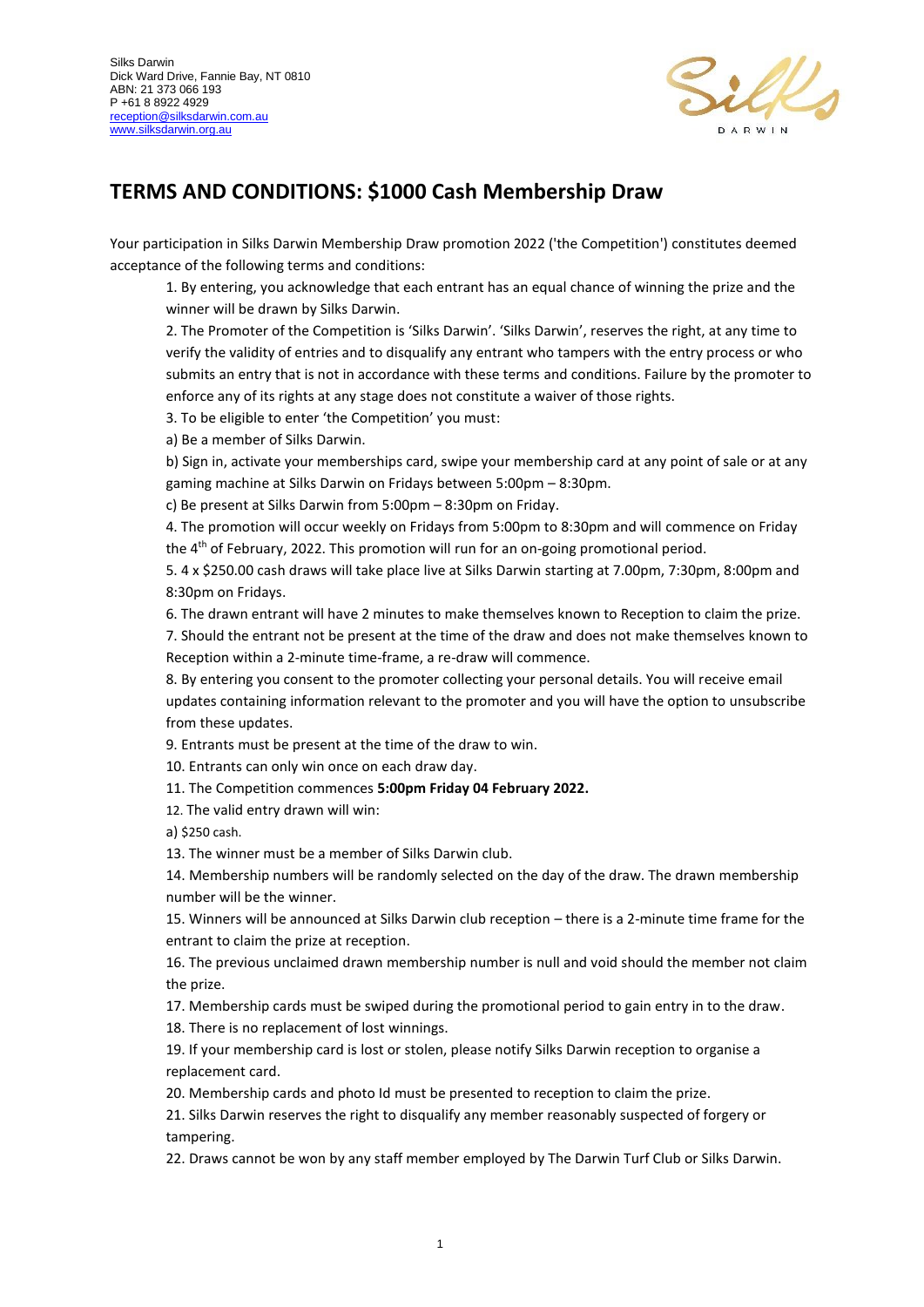Silks Darwin
Dick Ward Drive, Fannie Bay, NT 0810
ABN: 21 373 066 193
P +61 8 8922 4929
reception@silksdarwin.com.au
www.silksdarwin.org.au

# TERMS AND CONDITIONS: $1000 Cash Membership Draw

Your participation in Silks Darwin Membership Draw promotion 2022 ('the Competition') constitutes deemed acceptance of the following terms and conditions:

1. By entering, you acknowledge that each entrant has an equal chance of winning the prize and the winner will be drawn by Silks Darwin.
2. The Promoter of the Competition is 'Silks Darwin'. 'Silks Darwin', reserves the right, at any time to verify the validity of entries and to disqualify any entrant who tampers with the entry process or who submits an entry that is not in accordance with these terms and conditions. Failure by the promoter to enforce any of its rights at any stage does not constitute a waiver of those rights.
3. To be eligible to enter 'the Competition' you must:

   a) Be a member of Silks Darwin.

   b) Sign in, activate your memberships card, swipe your membership card at any point of sale or at any gaming machine at Silks Darwin on Fridays between 5:00pm – 8:30pm.

   c) Be present at Silks Darwin from 5:00pm – 8:30pm on Friday.
4. The promotion will occur weekly on Fridays from 5:00pm to 8:30pm and will commence on Friday the 4th of February, 2022. This promotion will run for an on-going promotional period.
5. 4 x $250.00 cash draws will take place live at Silks Darwin starting at 7.00pm, 7:30pm, 8:00pm and 8:30pm on Fridays.
6. The drawn entrant will have 2 minutes to make themselves known to Reception to claim the prize.
7. Should the entrant not be present at the time of the draw and does not make themselves known to Reception within a 2-minute time-frame, a re-draw will commence.
8. By entering you consent to the promoter collecting your personal details. You will receive email updates containing information relevant to the promoter and you will have the option to unsubscribe from these updates.
9. Entrants must be present at the time of the draw to win.
10. Entrants can only win once on each draw day.
11. The Competition commences **5:00pm Friday 04 February 2022.**
12. The valid entry drawn will win:

    a) $250 cash.
13. The winner must be a member of Silks Darwin club.
14. Membership numbers will be randomly selected on the day of the draw. The drawn membership number will be the winner.
15. Winners will be announced at Silks Darwin club reception – there is a 2-minute time frame for the entrant to claim the prize at reception.
16. The previous unclaimed drawn membership number is null and void should the member not claim the prize.
17. Membership cards must be swiped during the promotional period to gain entry in to the draw.
18. There is no replacement of lost winnings.
19. If your membership card is lost or stolen, please notify Silks Darwin reception to organise a replacement card.
20. Membership cards and photo Id must be presented to reception to claim the prize.
21. Silks Darwin reserves the right to disqualify any member reasonably suspected of forgery or tampering.
22. Draws cannot be won by any staff member employed by The Darwin Turf Club or Silks Darwin.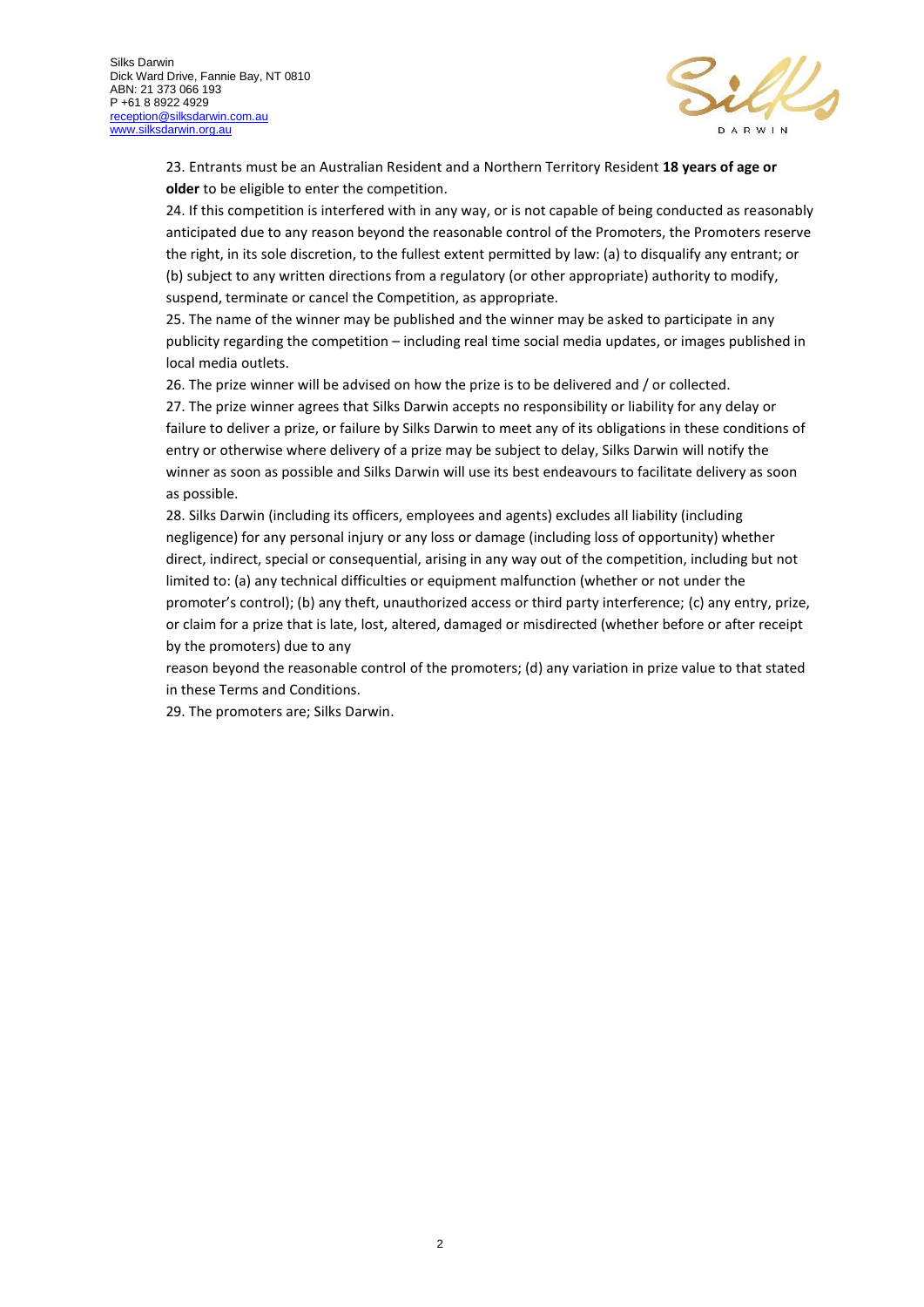Silks Darwin
Dick Ward Drive, Fannie Bay, NT 0810
ABN: 21 373 066 193
P +61 8 8922 4929
reception@silksdarwin.com.au
www.silksdarwin.org.au

23. Entrants must be an Australian Resident and a Northern Territory Resident **18 years of age or older** to be eligible to enter the competition.

24. If this competition is interfered with in any way, or is not capable of being conducted as reasonably anticipated due to any reason beyond the reasonable control of the Promoters, the Promoters reserve the right, in its sole discretion, to the fullest extent permitted by law: (a) to disqualify any entrant; or (b) subject to any written directions from a regulatory (or other appropriate) authority to modify, suspend, terminate or cancel the Competition, as appropriate.

25. The name of the winner may be published and the winner may be asked to participate in any publicity regarding the competition – including real time social media updates, or images published in local media outlets.

26. The prize winner will be advised on how the prize is to be delivered and / or collected.

27. The prize winner agrees that Silks Darwin accepts no responsibility or liability for any delay or failure to deliver a prize, or failure by Silks Darwin to meet any of its obligations in these conditions of entry or otherwise where delivery of a prize may be subject to delay, Silks Darwin will notify the winner as soon as possible and Silks Darwin will use its best endeavours to facilitate delivery as soon as possible.

28. Silks Darwin (including its officers, employees and agents) excludes all liability (including negligence) for any personal injury or any loss or damage (including loss of opportunity) whether direct, indirect, special or consequential, arising in any way out of the competition, including but not limited to: (a) any technical difficulties or equipment malfunction (whether or not under the promoter's control); (b) any theft, unauthorized access or third party interference; (c) any entry, prize, or claim for a prize that is late, lost, altered, damaged or misdirected (whether before or after receipt by the promoters) due to any reason beyond the reasonable control of the promoters; (d) any variation in prize value to that stated in these Terms and Conditions.

29. The promoters are; Silks Darwin.